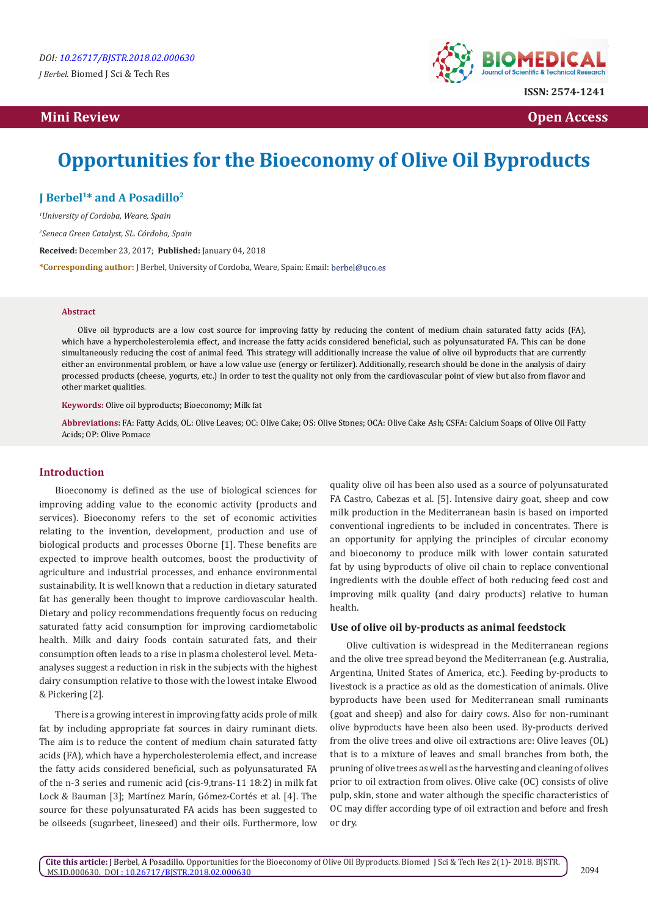DOI: 10.26717/BJSTR.2018.02.000630

*J Berbel*. Biomed J Sci & Tech Res

ISSN: 2574-1241

**Mini Review** **Open Access**

# Opportunities for the Bioeconomy of Olive Oil Byproducts

**J Berbel[1]* and A Posadillo[2]**

[1]*University of Cordoba, Weare, Spain*

[2]*Seneca Green Catalyst, SL. Córdoba, Spain*

**Received:** December 23, 2017; **Published:** January 04, 2018

***Corresponding author:** J Berbel, University of Cordoba, Weare, Spain; Email: berbel@uco.es

## Abstract

Olive oil byproducts are a low cost source for improving fatty by reducing the content of medium chain saturated fatty acids (FA), which have a hypercholesterolemia effect, and increase the fatty acids considered beneficial, such as polyunsaturated FA. This can be done simultaneously reducing the cost of animal feed. This strategy will additionally increase the value of olive oil byproducts that are currently either an environmental problem, or have a low value use (energy or fertilizer). Additionally, research should be done in the analysis of dairy processed products (cheese, yogurts, etc.) in order to test the quality not only from the cardiovascular point of view but also from flavor and other market qualities.

**Keywords:** Olive oil byproducts; Bioeconomy; Milk fat

**Abbreviations:** FA: Fatty Acids, OL: Olive Leaves; OC: Olive Cake; OS: Olive Stones; OCA: Olive Cake Ash; CSFA: Calcium Soaps of Olive Oil Fatty Acids; OP: Olive Pomace

## Introduction

Bioeconomy is defined as the use of biological sciences for improving adding value to the economic activity (products and services). Bioeconomy refers to the set of economic activities relating to the invention, development, production and use of biological products and processes Oborne [1]. These benefits are expected to improve health outcomes, boost the productivity of agriculture and industrial processes, and enhance environmental sustainability. It is well known that a reduction in dietary saturated fat has generally been thought to improve cardiovascular health. Dietary and policy recommendations frequently focus on reducing saturated fatty acid consumption for improving cardiometabolic health. Milk and dairy foods contain saturated fats, and their consumption often leads to a rise in plasma cholesterol level. Meta-analyses suggest a reduction in risk in the subjects with the highest dairy consumption relative to those with the lowest intake Elwood & Pickering [2].

There is a growing interest in improving fatty acids prole of milk fat by including appropriate fat sources in dairy ruminant diets. The aim is to reduce the content of medium chain saturated fatty acids (FA), which have a hypercholesterolemia effect, and increase the fatty acids considered beneficial, such as polyunsaturated FA of the n-3 series and rumenic acid (cis-9,trans-11 18:2) in milk fat Lock & Bauman [3]; Martínez Marín, Gómez-Cortés et al. [4]. The source for these polyunsaturated FA acids has been suggested to be oilseeds (sugarbeet, lineseed) and their oils. Furthermore, low quality olive oil has been also used as a source of polyunsaturated FA Castro, Cabezas et al. [5]. Intensive dairy goat, sheep and cow milk production in the Mediterranean basin is based on imported conventional ingredients to be included in concentrates. There is an opportunity for applying the principles of circular economy and bioeconomy to produce milk with lower contain saturated fat by using byproducts of olive oil chain to replace conventional ingredients with the double effect of both reducing feed cost and improving milk quality (and dairy products) relative to human health.

### Use of olive oil by-products as animal feedstock

Olive cultivation is widespread in the Mediterranean regions and the olive tree spread beyond the Mediterranean (e.g. Australia, Argentina, United States of America, etc.). Feeding by-products to livestock is a practice as old as the domestication of animals. Olive byproducts have been used for Mediterranean small ruminants (goat and sheep) and also for dairy cows. Also for non-ruminant olive byproducts have been also been used. By-products derived from the olive trees and olive oil extractions are: Olive leaves (OL) that is to a mixture of leaves and small branches from both, the pruning of olive trees as well as the harvesting and cleaning of olives prior to oil extraction from olives. Olive cake (OC) consists of olive pulp, skin, stone and water although the specific characteristics of OC may differ according type of oil extraction and before and fresh or dry.

**Cite this article:** J Berbel, A Posadillo. Opportunities for the Bioeconomy of Olive Oil Byproducts. Biomed J Sci & Tech Res 2(1)- 2018. BJSTR. MS.ID.000630. DOI : 10.26717/BJSTR.2018.02.000630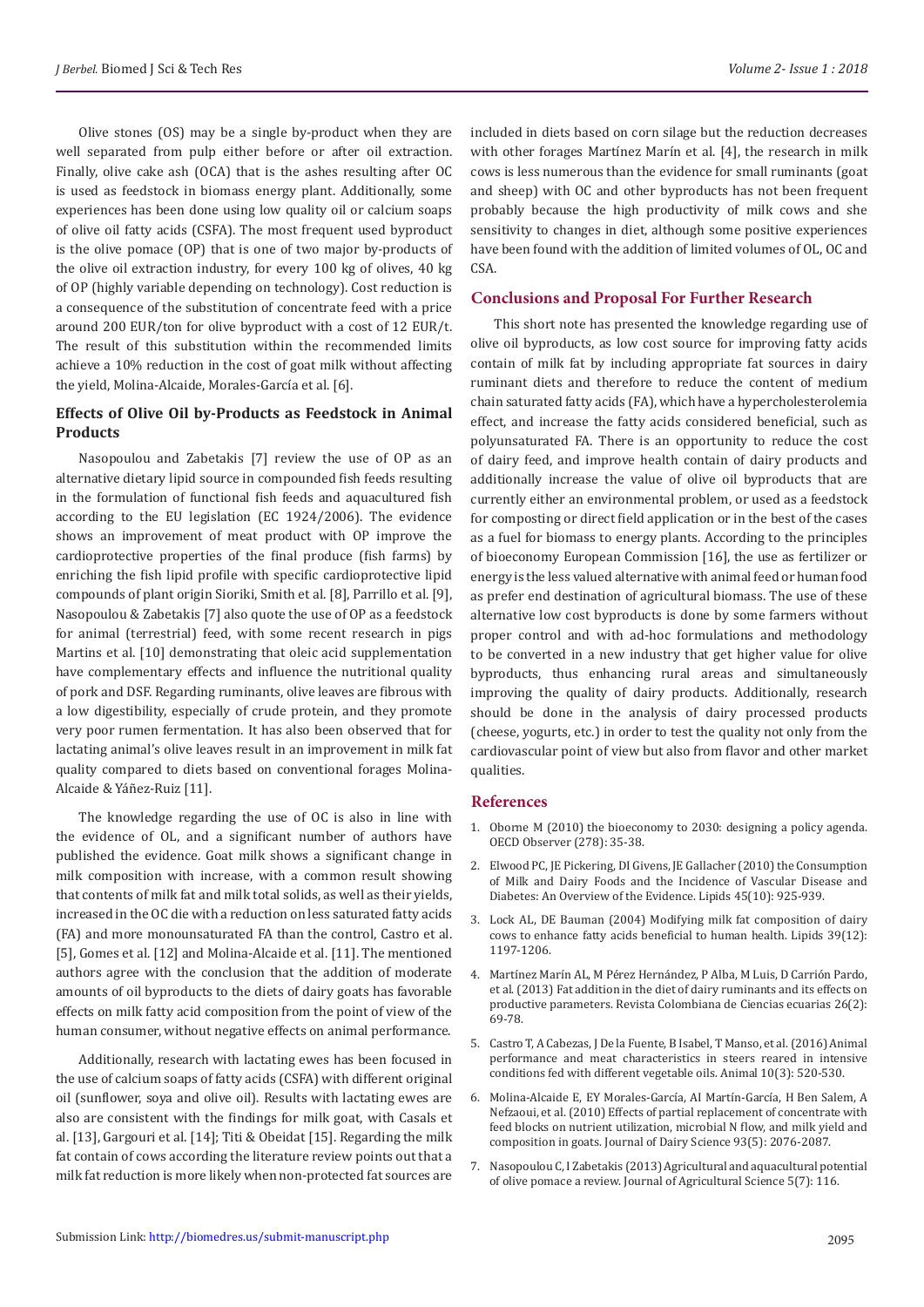Olive stones (OS) may be a single by-product when they are well separated from pulp either before or after oil extraction. Finally, olive cake ash (OCA) that is the ashes resulting after OC is used as feedstock in biomass energy plant. Additionally, some experiences has been done using low quality oil or calcium soaps of olive oil fatty acids (CSFA). The most frequent used byproduct is the olive pomace (OP) that is one of two major by-products of the olive oil extraction industry, for every 100 kg of olives, 40 kg of OP (highly variable depending on technology). Cost reduction is a consequence of the substitution of concentrate feed with a price around 200 EUR/ton for olive byproduct with a cost of 12 EUR/t. The result of this substitution within the recommended limits achieve a 10% reduction in the cost of goat milk without affecting the yield, Molina-Alcaide, Morales-García et al. [6].

## Effects of Olive Oil by-Products as Feedstock in Animal Products

Nasopoulou and Zabetakis [7] review the use of OP as an alternative dietary lipid source in compounded fish feeds resulting in the formulation of functional fish feeds and aquacultured fish according to the EU legislation (EC 1924/2006). The evidence shows an improvement of meat product with OP improve the cardioprotective properties of the final produce (fish farms) by enriching the fish lipid profile with specific cardioprotective lipid compounds of plant origin Sioriki, Smith et al. [8], Parrillo et al. [9], Nasopoulou & Zabetakis [7] also quote the use of OP as a feedstock for animal (terrestrial) feed, with some recent research in pigs Martins et al. [10] demonstrating that oleic acid supplementation have complementary effects and influence the nutritional quality of pork and DSF. Regarding ruminants, olive leaves are fibrous with a low digestibility, especially of crude protein, and they promote very poor rumen fermentation. It has also been observed that for lactating animal's olive leaves result in an improvement in milk fat quality compared to diets based on conventional forages Molina-Alcaide & Yáñez-Ruiz [11].

The knowledge regarding the use of OC is also in line with the evidence of OL, and a significant number of authors have published the evidence. Goat milk shows a significant change in milk composition with increase, with a common result showing that contents of milk fat and milk total solids, as well as their yields, increased in the OC die with a reduction on less saturated fatty acids (FA) and more monounsaturated FA than the control, Castro et al. [5], Gomes et al. [12] and Molina-Alcaide et al. [11]. The mentioned authors agree with the conclusion that the addition of moderate amounts of oil byproducts to the diets of dairy goats has favorable effects on milk fatty acid composition from the point of view of the human consumer, without negative effects on animal performance.

Additionally, research with lactating ewes has been focused in the use of calcium soaps of fatty acids (CSFA) with different original oil (sunflower, soya and olive oil). Results with lactating ewes are also are consistent with the findings for milk goat, with Casals et al. [13], Gargouri et al. [14]; Titi & Obeidat [15]. Regarding the milk fat contain of cows according the literature review points out that a milk fat reduction is more likely when non-protected fat sources are included in diets based on corn silage but the reduction decreases with other forages Martínez Marín et al. [4], the research in milk cows is less numerous than the evidence for small ruminants (goat and sheep) with OC and other byproducts has not been frequent probably because the high productivity of milk cows and she sensitivity to changes in diet, although some positive experiences have been found with the addition of limited volumes of OL, OC and CSA.

## Conclusions and Proposal For Further Research

This short note has presented the knowledge regarding use of olive oil byproducts, as low cost source for improving fatty acids contain of milk fat by including appropriate fat sources in dairy ruminant diets and therefore to reduce the content of medium chain saturated fatty acids (FA), which have a hypercholesterolemia effect, and increase the fatty acids considered beneficial, such as polyunsaturated FA. There is an opportunity to reduce the cost of dairy feed, and improve health contain of dairy products and additionally increase the value of olive oil byproducts that are currently either an environmental problem, or used as a feedstock for composting or direct field application or in the best of the cases as a fuel for biomass to energy plants. According to the principles of bioeconomy European Commission [16], the use as fertilizer or energy is the less valued alternative with animal feed or human food as prefer end destination of agricultural biomass. The use of these alternative low cost byproducts is done by some farmers without proper control and with ad-hoc formulations and methodology to be converted in a new industry that get higher value for olive byproducts, thus enhancing rural areas and simultaneously improving the quality of dairy products. Additionally, research should be done in the analysis of dairy processed products (cheese, yogurts, etc.) in order to test the quality not only from the cardiovascular point of view but also from flavor and other market qualities.

## References

1. Oborne M (2010) the bioeconomy to 2030: designing a policy agenda. OECD Observer (278): 35-38.
2. Elwood PC, JE Pickering, DI Givens, JE Gallacher (2010) the Consumption of Milk and Dairy Foods and the Incidence of Vascular Disease and Diabetes: An Overview of the Evidence. Lipids 45(10): 925-939.
3. Lock AL, DE Bauman (2004) Modifying milk fat composition of dairy cows to enhance fatty acids beneficial to human health. Lipids 39(12): 1197-1206.
4. Martínez Marín AL, M Pérez Hernández, P Alba, M Luis, D Carrión Pardo, et al. (2013) Fat addition in the diet of dairy ruminants and its effects on productive parameters. Revista Colombiana de Ciencias ecuarias 26(2): 69-78.
5. Castro T, A Cabezas, J De la Fuente, B Isabel, T Manso, et al. (2016) Animal performance and meat characteristics in steers reared in intensive conditions fed with different vegetable oils. Animal 10(3): 520-530.
6. Molina-Alcaide E, EY Morales-García, AI Martín-García, H Ben Salem, A Nefzaoui, et al. (2010) Effects of partial replacement of concentrate with feed blocks on nutrient utilization, microbial N flow, and milk yield and composition in goats. Journal of Dairy Science 93(5): 2076-2087.
7. Nasopoulou C, I Zabetakis (2013) Agricultural and aquacultural potential of olive pomace a review. Journal of Agricultural Science 5(7): 116.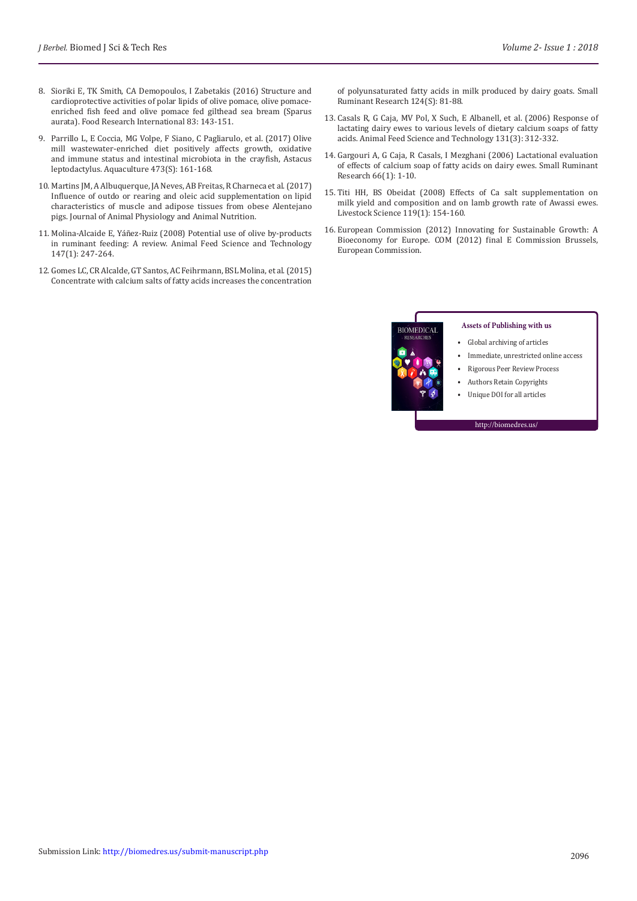8. Sioriki E, TK Smith, CA Demopoulos, I Zabetakis (2016) Structure and cardioprotective activities of polar lipids of olive pomace, olive pomace-enriched fish feed and olive pomace fed gilthead sea bream (Sparus aurata). Food Research International 83: 143-151.

9. Parrillo L, E Coccia, MG Volpe, F Siano, C Pagliarulo, et al. (2017) Olive mill wastewater-enriched diet positively affects growth, oxidative and immune status and intestinal microbiota in the crayfish, Astacus leptodactylus. Aquaculture 473(S): 161-168.

10. Martins JM, A Albuquerque, JA Neves, AB Freitas, R Charneca et al. (2017) Influence of outdo or rearing and oleic acid supplementation on lipid characteristics of muscle and adipose tissues from obese Alentejano pigs. Journal of Animal Physiology and Animal Nutrition.

11. Molina-Alcaide E, Yáñez-Ruiz (2008) Potential use of olive by-products in ruminant feeding: A review. Animal Feed Science and Technology 147(1): 247-264.

12. Gomes LC, CR Alcalde, GT Santos, AC Feihrmann, BSL Molina, et al. (2015) Concentrate with calcium salts of fatty acids increases the concentration of polyunsaturated fatty acids in milk produced by dairy goats. Small Ruminant Research 124(S): 81-88.

13. Casals R, G Caja, MV Pol, X Such, E Albanell, et al. (2006) Response of lactating dairy ewes to various levels of dietary calcium soaps of fatty acids. Animal Feed Science and Technology 131(3): 312-332.

14. Gargouri A, G Caja, R Casals, I Mezghani (2006) Lactational evaluation of effects of calcium soap of fatty acids on dairy ewes. Small Ruminant Research 66(1): 1-10.

15. Titi HH, BS Obeidat (2008) Effects of Ca salt supplementation on milk yield and composition and on lamb growth rate of Awassi ewes. Livestock Science 119(1): 154-160.

16. European Commission (2012) Innovating for Sustainable Growth: A Bioeconomy for Europe. COM (2012) final E Commission Brussels, European Commission.

**Assets of Publishing with us**

- Global archiving of articles
- Immediate, unrestricted online access
- Rigorous Peer Review Process
- Authors Retain Copyrights
- Unique DOI for all articles

http://biomedres.us/

Submission Link: http://biomedres.us/submit-manuscript.php